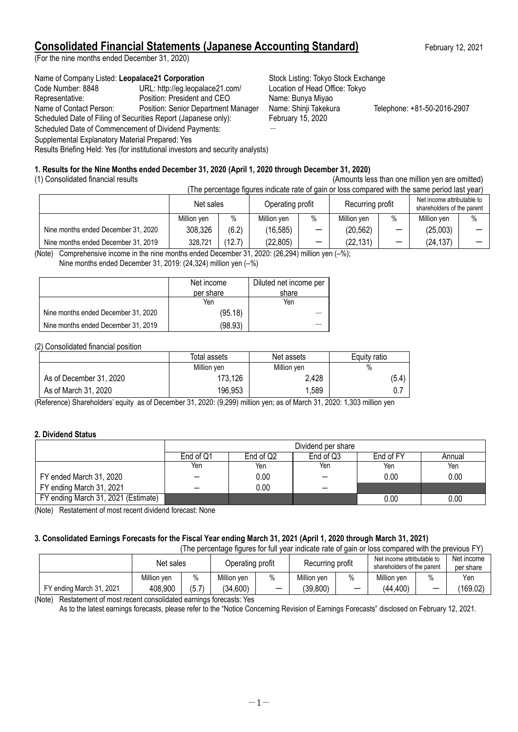# Consolidated Financial Statements (Japanese Accounting Standard)

February 12, 2021

(For the nine months ended December 31, 2020)

Name of Company Listed: **Leopalace21 Corporation** — Stock Listing: Tokyo Stock Exchange
Code Number: 8848 — URL: http://eg.leopalace21.com/ — Location of Head Office: Tokyo
Representative: Position: President and CEO — Name: Bunya Miyao
Name of Contact Person: Position: Senior Department Manager — Name: Shinji Takekura — Telephone: +81-50-2016-2907
Scheduled Date of Filing of Securities Report (Japanese only): February 15, 2020
Scheduled Date of Commencement of Dividend Payments: ―
Supplemental Explanatory Material Prepared: Yes
Results Briefing Held: Yes (for institutional investors and security analysts)

### 1. Results for the Nine Months ended December 31, 2020 (April 1, 2020 through December 31, 2020)

(1) Consolidated financial results

(Amounts less than one million yen are omitted)

(The percentage figures indicate rate of gain or loss compared with the same period last year)

| | Net sales | | Operating profit | | Recurring profit | | Net income attributable to shareholders of the parent | |
|---|---|---|---|---|---|---|---|---|
| | Million yen | % | Million yen | % | Million yen | % | Million yen | % |
| Nine months ended December 31, 2020 | 308,326 | (6.2) | (16,585) | ― | (20,562) | ― | (25,003) | ― |
| Nine months ended December 31, 2019 | 328,721 | (12.7) | (22,805) | ― | (22,131) | ― | (24,137) | ― |

(Note) Comprehensive income in the nine months ended December 31, 2020: (26,294) million yen (–%);
Nine months ended December 31, 2019: (24,324) million yen (–%)

| | Net income per share | Diluted net income per share |
|---|---|---|
| | Yen | Yen |
| Nine months ended December 31, 2020 | (95.18) | ― |
| Nine months ended December 31, 2019 | (98.93) | ― |

(2) Consolidated financial position

| | Total assets | Net assets | Equity ratio |
|---|---|---|---|
| | Million yen | Million yen | % |
| As of December 31, 2020 | 173,126 | 2,428 | (5.4) |
| As of March 31, 2020 | 196,953 | 1,589 | 0.7 |

(Reference) Shareholders' equity as of December 31, 2020: (9,299) million yen; as of March 31, 2020: 1,303 million yen

### 2. Dividend Status

| | Dividend per share | | | | |
|---|---|---|---|---|---|
| | End of Q1 | End of Q2 | End of Q3 | End of FY | Annual |
| | Yen | Yen | Yen | Yen | Yen |
| FY ended March 31, 2020 | ― | 0.00 | ― | 0.00 | 0.00 |
| FY ending March 31, 2021 | ― | 0.00 | ― | | |
| FY ending March 31, 2021 (Estimate) | | | | 0.00 | 0.00 |

(Note) Restatement of most recent dividend forecast: None

### 3. Consolidated Earnings Forecasts for the Fiscal Year ending March 31, 2021 (April 1, 2020 through March 31, 2021)

(The percentage figures for full year indicate rate of gain or loss compared with the previous FY)

| | Net sales | | Operating profit | | Recurring profit | | Net income attributable to shareholders of the parent | | Net income per share |
|---|---|---|---|---|---|---|---|---|---|
| | Million yen | % | Million yen | % | Million yen | % | Million yen | % | Yen |
| FY ending March 31, 2021 | 408,900 | (5.7) | (34,600) | ― | (39,800) | ― | (44,400) | ― | (169.02) |

(Note) Restatement of most recent consolidated earnings forecasts: Yes
As to the latest earnings forecasts, please refer to the "Notice Concerning Revision of Earnings Forecasts" disclosed on February 12, 2021.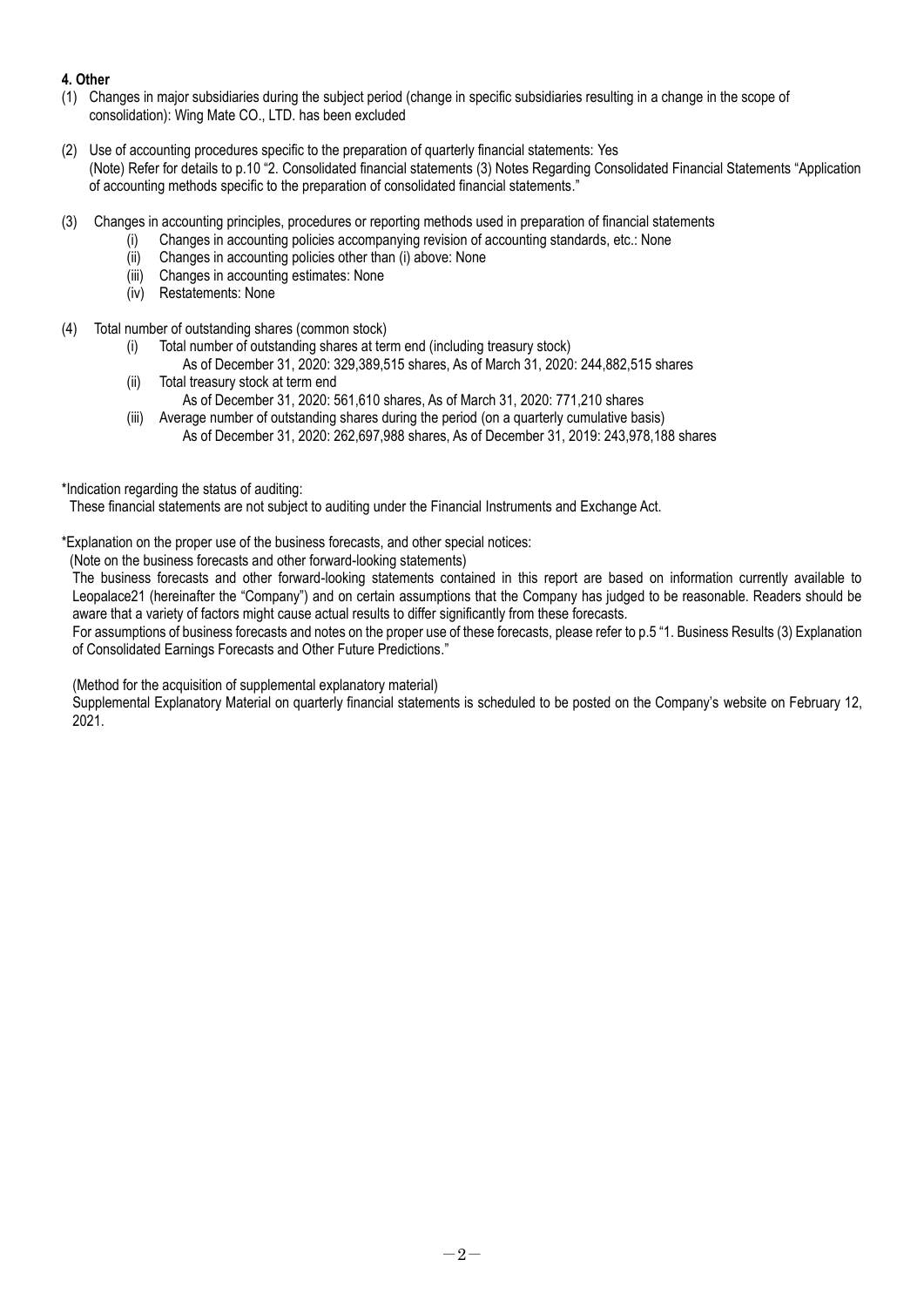**4. Other**

(1) Changes in major subsidiaries during the subject period (change in specific subsidiaries resulting in a change in the scope of consolidation): Wing Mate CO., LTD. has been excluded

(2) Use of accounting procedures specific to the preparation of quarterly financial statements: Yes
(Note) Refer for details to p.10 "2. Consolidated financial statements (3) Notes Regarding Consolidated Financial Statements "Application of accounting methods specific to the preparation of consolidated financial statements."

(3) Changes in accounting principles, procedures or reporting methods used in preparation of financial statements
  (i) Changes in accounting policies accompanying revision of accounting standards, etc.: None
  (ii) Changes in accounting policies other than (i) above: None
  (iii) Changes in accounting estimates: None
  (iv) Restatements: None

(4) Total number of outstanding shares (common stock)
  (i) Total number of outstanding shares at term end (including treasury stock)
    As of December 31, 2020: 329,389,515 shares, As of March 31, 2020: 244,882,515 shares
  (ii) Total treasury stock at term end
    As of December 31, 2020: 561,610 shares, As of March 31, 2020: 771,210 shares
  (iii) Average number of outstanding shares during the period (on a quarterly cumulative basis)
    As of December 31, 2020: 262,697,988 shares, As of December 31, 2019: 243,978,188 shares

*Indication regarding the status of auditing:
These financial statements are not subject to auditing under the Financial Instruments and Exchange Act.

*Explanation on the proper use of the business forecasts, and other special notices:
(Note on the business forecasts and other forward-looking statements)
The business forecasts and other forward-looking statements contained in this report are based on information currently available to Leopalace21 (hereinafter the "Company") and on certain assumptions that the Company has judged to be reasonable. Readers should be aware that a variety of factors might cause actual results to differ significantly from these forecasts.
For assumptions of business forecasts and notes on the proper use of these forecasts, please refer to p.5 "1. Business Results (3) Explanation of Consolidated Earnings Forecasts and Other Future Predictions."

(Method for the acquisition of supplemental explanatory material)
Supplemental Explanatory Material on quarterly financial statements is scheduled to be posted on the Company's website on February 12, 2021.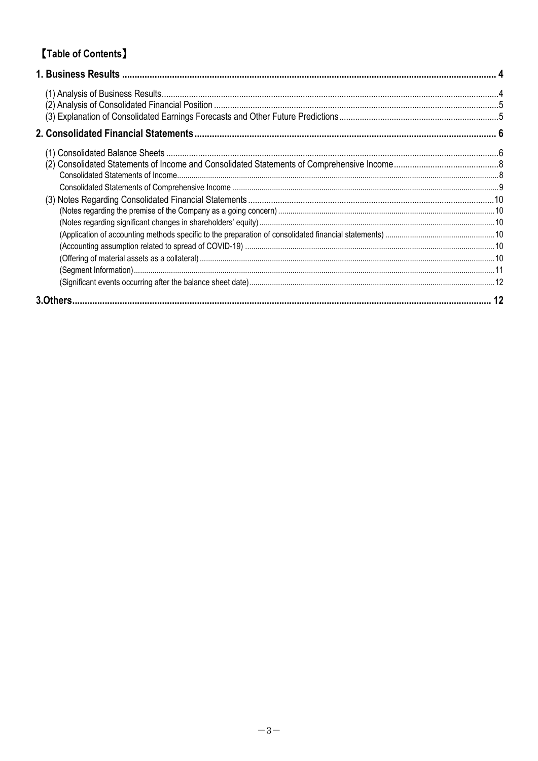# 【Table of Contents】

| | |
|---|---|
| **1. Business Results** | **4** |
| (1) Analysis of Business Results | 4 |
| (2) Analysis of Consolidated Financial Position | 5 |
| (3) Explanation of Consolidated Earnings Forecasts and Other Future Predictions | 5 |
| **2. Consolidated Financial Statements** | **6** |
| (1) Consolidated Balance Sheets | 6 |
| (2) Consolidated Statements of Income and Consolidated Statements of Comprehensive Income | 8 |
| Consolidated Statements of Income | 8 |
| Consolidated Statements of Comprehensive Income | 9 |
| (3) Notes Regarding Consolidated Financial Statements | 10 |
| (Notes regarding the premise of the Company as a going concern) | 10 |
| (Notes regarding significant changes in shareholders' equity) | 10 |
| (Application of accounting methods specific to the preparation of consolidated financial statements) | 10 |
| (Accounting assumption related to spread of COVID-19) | 10 |
| (Offering of material assets as a collateral) | 10 |
| (Segment Information) | 11 |
| (Significant events occurring after the balance sheet date) | 12 |
| **3.Others** | **12** |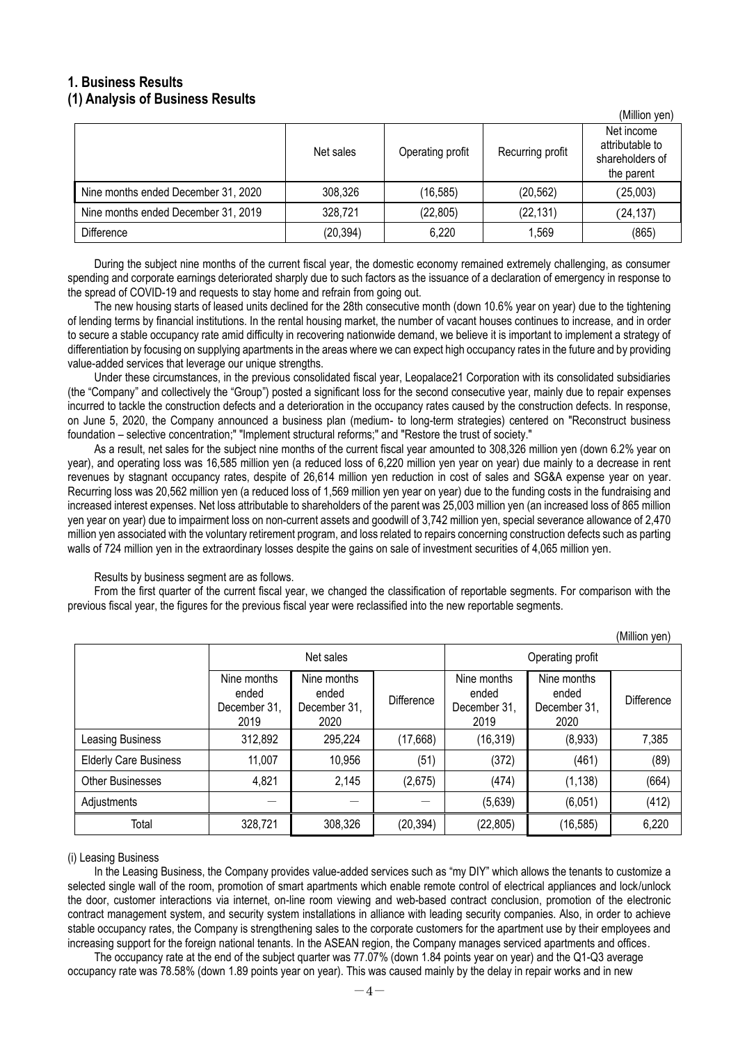## 1. Business Results

### (1) Analysis of Business Results

(Million yen)

| | Net sales | Operating profit | Recurring profit | Net income attributable to shareholders of the parent |
|---|---|---|---|---|
| Nine months ended December 31, 2020 | 308,326 | (16,585) | (20,562) | (25,003) |
| Nine months ended December 31, 2019 | 328,721 | (22,805) | (22,131) | (24,137) |
| Difference | (20,394) | 6,220 | 1,569 | (865) |

During the subject nine months of the current fiscal year, the domestic economy remained extremely challenging, as consumer spending and corporate earnings deteriorated sharply due to such factors as the issuance of a declaration of emergency in response to the spread of COVID-19 and requests to stay home and refrain from going out.

The new housing starts of leased units declined for the 28th consecutive month (down 10.6% year on year) due to the tightening of lending terms by financial institutions. In the rental housing market, the number of vacant houses continues to increase, and in order to secure a stable occupancy rate amid difficulty in recovering nationwide demand, we believe it is important to implement a strategy of differentiation by focusing on supplying apartments in the areas where we can expect high occupancy rates in the future and by providing value-added services that leverage our unique strengths.

Under these circumstances, in the previous consolidated fiscal year, Leopalace21 Corporation with its consolidated subsidiaries (the "Company" and collectively the "Group") posted a significant loss for the second consecutive year, mainly due to repair expenses incurred to tackle the construction defects and a deterioration in the occupancy rates caused by the construction defects. In response, on June 5, 2020, the Company announced a business plan (medium- to long-term strategies) centered on "Reconstruct business foundation – selective concentration;" "Implement structural reforms;" and "Restore the trust of society."

As a result, net sales for the subject nine months of the current fiscal year amounted to 308,326 million yen (down 6.2% year on year), and operating loss was 16,585 million yen (a reduced loss of 6,220 million yen year on year) due mainly to a decrease in rent revenues by stagnant occupancy rates, despite of 26,614 million yen reduction in cost of sales and SG&A expense year on year. Recurring loss was 20,562 million yen (a reduced loss of 1,569 million yen year on year) due to the funding costs in the fundraising and increased interest expenses. Net loss attributable to shareholders of the parent was 25,003 million yen (an increased loss of 865 million yen year on year) due to impairment loss on non-current assets and goodwill of 3,742 million yen, special severance allowance of 2,470 million yen associated with the voluntary retirement program, and loss related to repairs concerning construction defects such as parting walls of 724 million yen in the extraordinary losses despite the gains on sale of investment securities of 4,065 million yen.

Results by business segment are as follows.

From the first quarter of the current fiscal year, we changed the classification of reportable segments. For comparison with the previous fiscal year, the figures for the previous fiscal year were reclassified into the new reportable segments.

(Million yen)

| | Net sales | | | Operating profit | | |
|---|---|---|---|---|---|---|
| | Nine months ended December 31, 2019 | Nine months ended December 31, 2020 | Difference | Nine months ended December 31, 2019 | Nine months ended December 31, 2020 | Difference |
| Leasing Business | 312,892 | 295,224 | (17,668) | (16,319) | (8,933) | 7,385 |
| Elderly Care Business | 11,007 | 10,956 | (51) | (372) | (461) | (89) |
| Other Businesses | 4,821 | 2,145 | (2,675) | (474) | (1,138) | (664) |
| Adjustments | — | — | — | (5,639) | (6,051) | (412) |
| Total | 328,721 | 308,326 | (20,394) | (22,805) | (16,585) | 6,220 |

(i) Leasing Business

In the Leasing Business, the Company provides value-added services such as "my DIY" which allows the tenants to customize a selected single wall of the room, promotion of smart apartments which enable remote control of electrical appliances and lock/unlock the door, customer interactions via internet, on-line room viewing and web-based contract conclusion, promotion of the electronic contract management system, and security system installations in alliance with leading security companies. Also, in order to achieve stable occupancy rates, the Company is strengthening sales to the corporate customers for the apartment use by their employees and increasing support for the foreign national tenants. In the ASEAN region, the Company manages serviced apartments and offices.

The occupancy rate at the end of the subject quarter was 77.07% (down 1.84 points year on year) and the Q1-Q3 average occupancy rate was 78.58% (down 1.89 points year on year). This was caused mainly by the delay in repair works and in new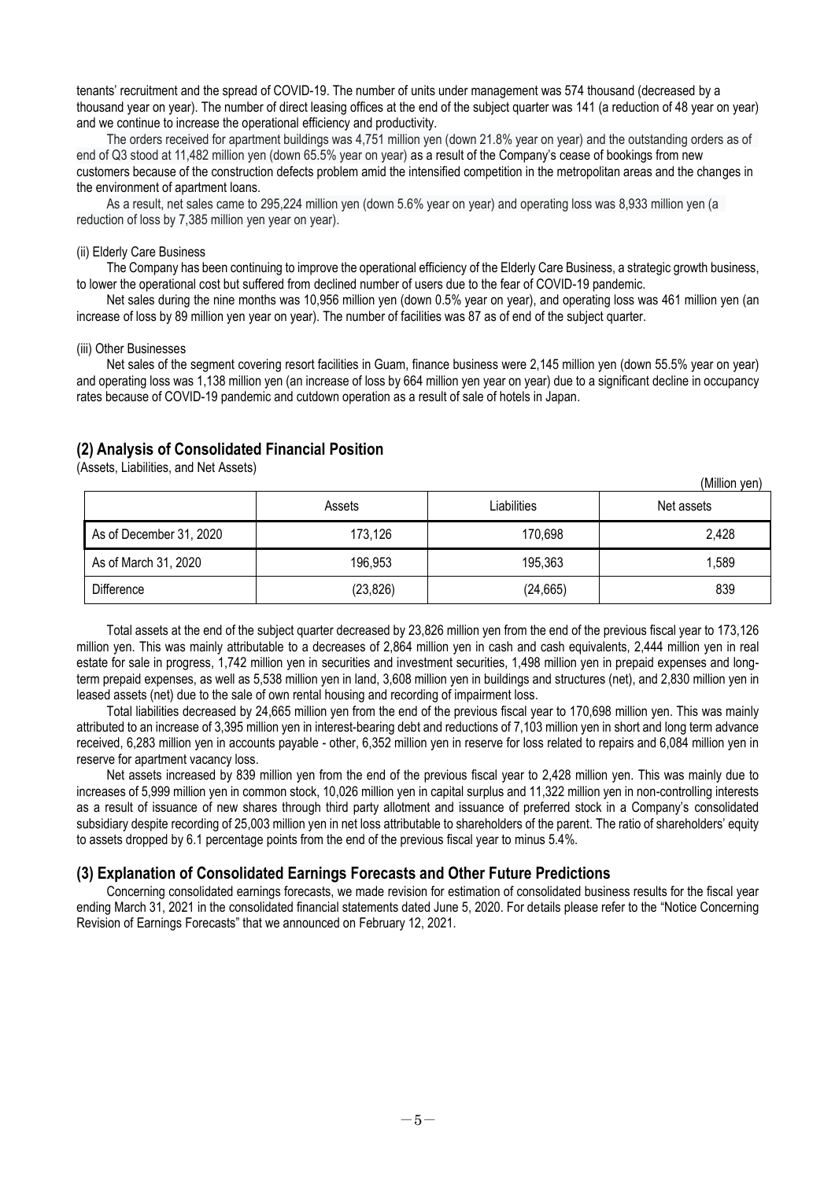tenants' recruitment and the spread of COVID-19. The number of units under management was 574 thousand (decreased by a thousand year on year). The number of direct leasing offices at the end of the subject quarter was 141 (a reduction of 48 year on year) and we continue to increase the operational efficiency and productivity.

The orders received for apartment buildings was 4,751 million yen (down 21.8% year on year) and the outstanding orders as of end of Q3 stood at 11,482 million yen (down 65.5% year on year) as a result of the Company's cease of bookings from new customers because of the construction defects problem amid the intensified competition in the metropolitan areas and the changes in the environment of apartment loans.

As a result, net sales came to 295,224 million yen (down 5.6% year on year) and operating loss was 8,933 million yen (a reduction of loss by 7,385 million yen year on year).

(ii) Elderly Care Business

The Company has been continuing to improve the operational efficiency of the Elderly Care Business, a strategic growth business, to lower the operational cost but suffered from declined number of users due to the fear of COVID-19 pandemic.

Net sales during the nine months was 10,956 million yen (down 0.5% year on year), and operating loss was 461 million yen (an increase of loss by 89 million yen year on year). The number of facilities was 87 as of end of the subject quarter.

(iii) Other Businesses

Net sales of the segment covering resort facilities in Guam, finance business were 2,145 million yen (down 55.5% year on year) and operating loss was 1,138 million yen (an increase of loss by 664 million yen year on year) due to a significant decline in occupancy rates because of COVID-19 pandemic and cutdown operation as a result of sale of hotels in Japan.

## (2) Analysis of Consolidated Financial Position

(Assets, Liabilities, and Net Assets)

(Million yen)

| | Assets | Liabilities | Net assets |
|---|---|---|---|
| As of December 31, 2020 | 173,126 | 170,698 | 2,428 |
| As of March 31, 2020 | 196,953 | 195,363 | 1,589 |
| Difference | (23,826) | (24,665) | 839 |

Total assets at the end of the subject quarter decreased by 23,826 million yen from the end of the previous fiscal year to 173,126 million yen. This was mainly attributable to a decreases of 2,864 million yen in cash and cash equivalents, 2,444 million yen in real estate for sale in progress, 1,742 million yen in securities and investment securities, 1,498 million yen in prepaid expenses and long-term prepaid expenses, as well as 5,538 million yen in land, 3,608 million yen in buildings and structures (net), and 2,830 million yen in leased assets (net) due to the sale of own rental housing and recording of impairment loss.

Total liabilities decreased by 24,665 million yen from the end of the previous fiscal year to 170,698 million yen. This was mainly attributed to an increase of 3,395 million yen in interest-bearing debt and reductions of 7,103 million yen in short and long term advance received, 6,283 million yen in accounts payable - other, 6,352 million yen in reserve for loss related to repairs and 6,084 million yen in reserve for apartment vacancy loss.

Net assets increased by 839 million yen from the end of the previous fiscal year to 2,428 million yen. This was mainly due to increases of 5,999 million yen in common stock, 10,026 million yen in capital surplus and 11,322 million yen in non-controlling interests as a result of issuance of new shares through third party allotment and issuance of preferred stock in a Company's consolidated subsidiary despite recording of 25,003 million yen in net loss attributable to shareholders of the parent. The ratio of shareholders' equity to assets dropped by 6.1 percentage points from the end of the previous fiscal year to minus 5.4%.

## (3) Explanation of Consolidated Earnings Forecasts and Other Future Predictions

Concerning consolidated earnings forecasts, we made revision for estimation of consolidated business results for the fiscal year ending March 31, 2021 in the consolidated financial statements dated June 5, 2020. For details please refer to the "Notice Concerning Revision of Earnings Forecasts" that we announced on February 12, 2021.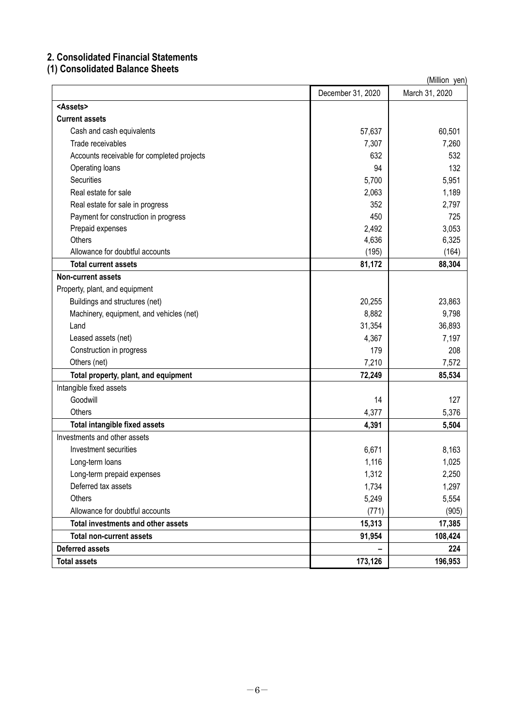## 2. Consolidated Financial Statements

### (1) Consolidated Balance Sheets

(Million yen)

| | December 31, 2020 | March 31, 2020 |
|---|---|---|
| **<Assets>** | | |
| **Current assets** | | |
| Cash and cash equivalents | 57,637 | 60,501 |
| Trade receivables | 7,307 | 7,260 |
| Accounts receivable for completed projects | 632 | 532 |
| Operating loans | 94 | 132 |
| Securities | 5,700 | 5,951 |
| Real estate for sale | 2,063 | 1,189 |
| Real estate for sale in progress | 352 | 2,797 |
| Payment for construction in progress | 450 | 725 |
| Prepaid expenses | 2,492 | 3,053 |
| Others | 4,636 | 6,325 |
| Allowance for doubtful accounts | (195) | (164) |
| **Total current assets** | **81,172** | **88,304** |
| **Non-current assets** | | |
| Property, plant, and equipment | | |
| Buildings and structures (net) | 20,255 | 23,863 |
| Machinery, equipment, and vehicles (net) | 8,882 | 9,798 |
| Land | 31,354 | 36,893 |
| Leased assets (net) | 4,367 | 7,197 |
| Construction in progress | 179 | 208 |
| Others (net) | 7,210 | 7,572 |
| **Total property, plant, and equipment** | **72,249** | **85,534** |
| Intangible fixed assets | | |
| Goodwill | 14 | 127 |
| Others | 4,377 | 5,376 |
| **Total intangible fixed assets** | **4,391** | **5,504** |
| Investments and other assets | | |
| Investment securities | 6,671 | 8,163 |
| Long-term loans | 1,116 | 1,025 |
| Long-term prepaid expenses | 1,312 | 2,250 |
| Deferred tax assets | 1,734 | 1,297 |
| Others | 5,249 | 5,554 |
| Allowance for doubtful accounts | (771) | (905) |
| **Total investments and other assets** | **15,313** | **17,385** |
| **Total non-current assets** | **91,954** | **108,424** |
| **Deferred assets** | **–** | **224** |
| **Total assets** | **173,126** | **196,953** |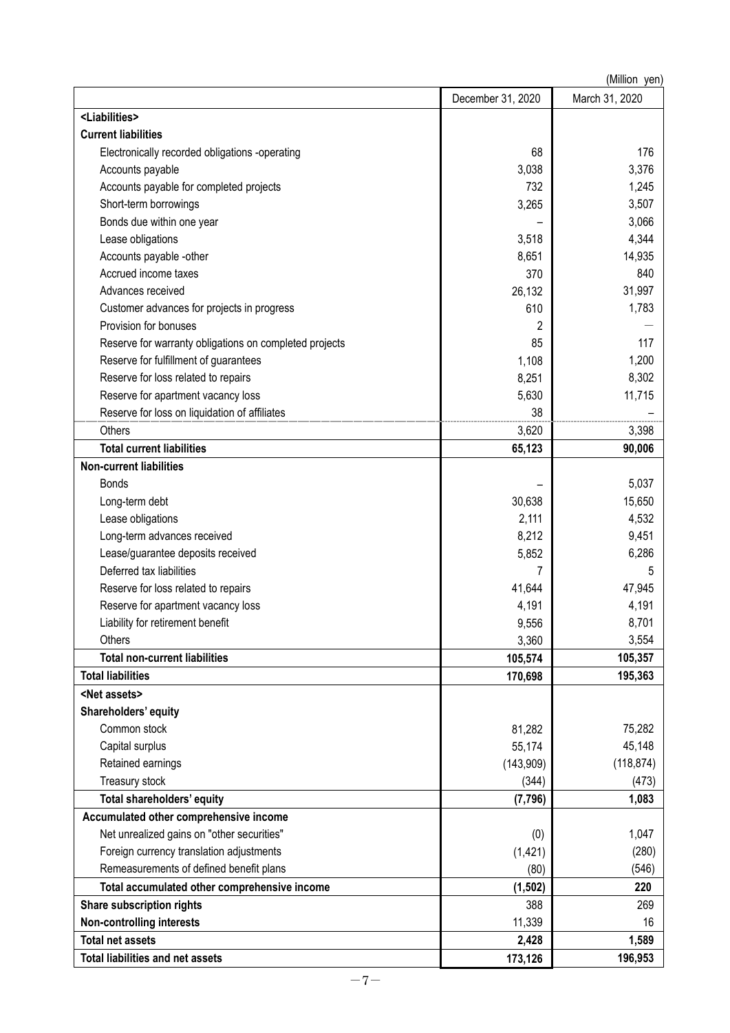(Million yen)

| | December 31, 2020 | March 31, 2020 |
|---|---|---|
| **<Liabilities>** | | |
| **Current liabilities** | | |
| Electronically recorded obligations -operating | 68 | 176 |
| Accounts payable | 3,038 | 3,376 |
| Accounts payable for completed projects | 732 | 1,245 |
| Short-term borrowings | 3,265 | 3,507 |
| Bonds due within one year | – | 3,066 |
| Lease obligations | 3,518 | 4,344 |
| Accounts payable -other | 8,651 | 14,935 |
| Accrued income taxes | 370 | 840 |
| Advances received | 26,132 | 31,997 |
| Customer advances for projects in progress | 610 | 1,783 |
| Provision for bonuses | 2 | — |
| Reserve for warranty obligations on completed projects | 85 | 117 |
| Reserve for fulfillment of guarantees | 1,108 | 1,200 |
| Reserve for loss related to repairs | 8,251 | 8,302 |
| Reserve for apartment vacancy loss | 5,630 | 11,715 |
| Reserve for loss on liquidation of affiliates | 38 | – |
| Others | 3,620 | 3,398 |
| **Total current liabilities** | **65,123** | **90,006** |
| **Non-current liabilities** | | |
| Bonds | – | 5,037 |
| Long-term debt | 30,638 | 15,650 |
| Lease obligations | 2,111 | 4,532 |
| Long-term advances received | 8,212 | 9,451 |
| Lease/guarantee deposits received | 5,852 | 6,286 |
| Deferred tax liabilities | 7 | 5 |
| Reserve for loss related to repairs | 41,644 | 47,945 |
| Reserve for apartment vacancy loss | 4,191 | 4,191 |
| Liability for retirement benefit | 9,556 | 8,701 |
| Others | 3,360 | 3,554 |
| **Total non-current liabilities** | **105,574** | **105,357** |
| **Total liabilities** | **170,698** | **195,363** |
| **<Net assets>** | | |
| **Shareholders' equity** | | |
| Common stock | 81,282 | 75,282 |
| Capital surplus | 55,174 | 45,148 |
| Retained earnings | (143,909) | (118,874) |
| Treasury stock | (344) | (473) |
| **Total shareholders' equity** | **(7,796)** | **1,083** |
| **Accumulated other comprehensive income** | | |
| Net unrealized gains on "other securities" | (0) | 1,047 |
| Foreign currency translation adjustments | (1,421) | (280) |
| Remeasurements of defined benefit plans | (80) | (546) |
| **Total accumulated other comprehensive income** | **(1,502)** | **220** |
| **Share subscription rights** | 388 | 269 |
| **Non-controlling interests** | 11,339 | 16 |
| **Total net assets** | **2,428** | **1,589** |
| **Total liabilities and net assets** | **173,126** | **196,953** |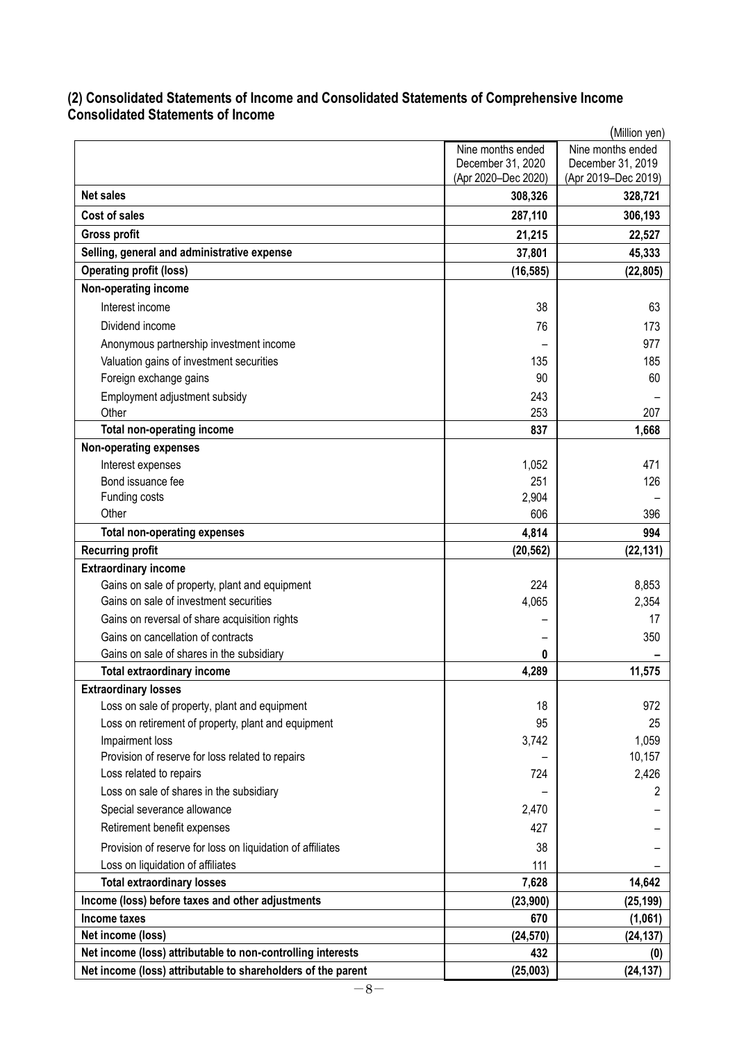## (2) Consolidated Statements of Income and Consolidated Statements of Comprehensive Income
## Consolidated Statements of Income

(Million yen)

| | Nine months ended December 31, 2020 (Apr 2020–Dec 2020) | Nine months ended December 31, 2019 (Apr 2019–Dec 2019) |
|---|---|---|
| **Net sales** | **308,326** | **328,721** |
| **Cost of sales** | **287,110** | **306,193** |
| **Gross profit** | **21,215** | **22,527** |
| **Selling, general and administrative expense** | **37,801** | **45,333** |
| **Operating profit (loss)** | **(16,585)** | **(22,805)** |
| **Non-operating income** | | |
| Interest income | 38 | 63 |
| Dividend income | 76 | 173 |
| Anonymous partnership investment income | – | 977 |
| Valuation gains of investment securities | 135 | 185 |
| Foreign exchange gains | 90 | 60 |
| Employment adjustment subsidy | 243 | – |
| Other | 253 | 207 |
| **Total non-operating income** | **837** | **1,668** |
| **Non-operating expenses** | | |
| Interest expenses | 1,052 | 471 |
| Bond issuance fee | 251 | 126 |
| Funding costs | 2,904 | – |
| Other | 606 | 396 |
| **Total non-operating expenses** | **4,814** | **994** |
| **Recurring profit** | **(20,562)** | **(22,131)** |
| **Extraordinary income** | | |
| Gains on sale of property, plant and equipment | 224 | 8,853 |
| Gains on sale of investment securities | 4,065 | 2,354 |
| Gains on reversal of share acquisition rights | – | 17 |
| Gains on cancellation of contracts | – | 350 |
| Gains on sale of shares in the subsidiary | 0 | – |
| **Total extraordinary income** | **4,289** | **11,575** |
| **Extraordinary losses** | | |
| Loss on sale of property, plant and equipment | 18 | 972 |
| Loss on retirement of property, plant and equipment | 95 | 25 |
| Impairment loss | 3,742 | 1,059 |
| Provision of reserve for loss related to repairs | – | 10,157 |
| Loss related to repairs | 724 | 2,426 |
| Loss on sale of shares in the subsidiary | – | 2 |
| Special severance allowance | 2,470 | – |
| Retirement benefit expenses | 427 | – |
| Provision of reserve for loss on liquidation of affiliates | 38 | – |
| Loss on liquidation of affiliates | 111 | – |
| **Total extraordinary losses** | **7,628** | **14,642** |
| **Income (loss) before taxes and other adjustments** | **(23,900)** | **(25,199)** |
| **Income taxes** | **670** | **(1,061)** |
| **Net income (loss)** | **(24,570)** | **(24,137)** |
| **Net income (loss) attributable to non-controlling interests** | **432** | **(0)** |
| **Net income (loss) attributable to shareholders of the parent** | **(25,003)** | **(24,137)** |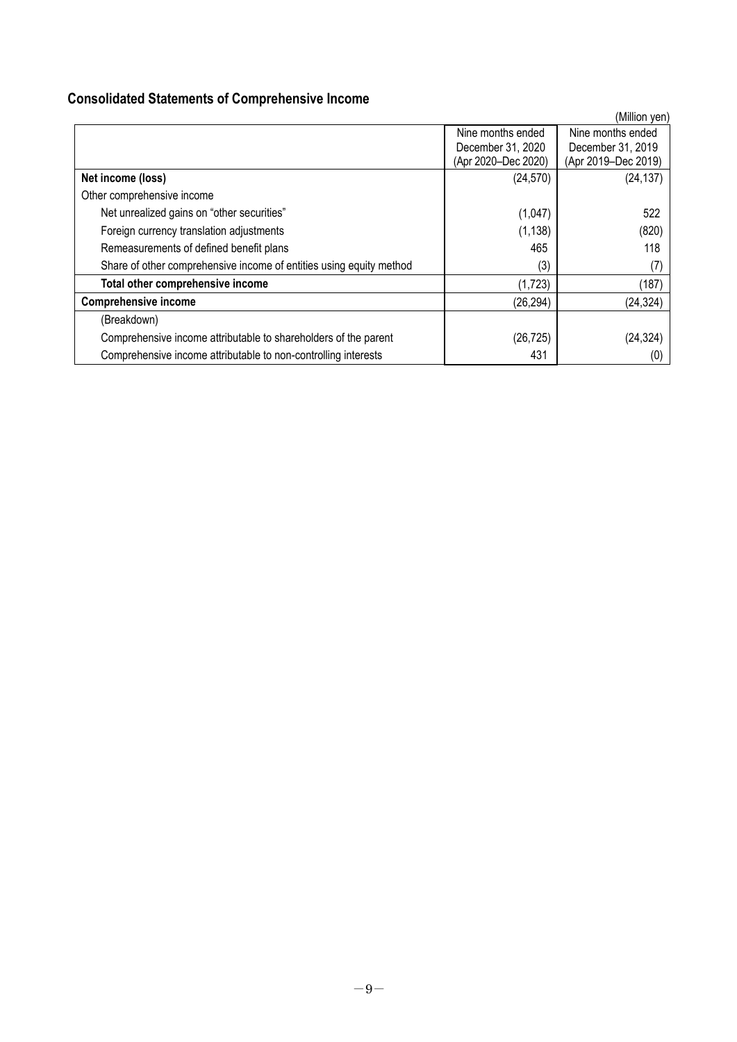## Consolidated Statements of Comprehensive Income

(Million yen)

| | Nine months ended December 31, 2020 (Apr 2020–Dec 2020) | Nine months ended December 31, 2019 (Apr 2019–Dec 2019) |
|---|---|---|
| **Net income (loss)** | (24,570) | (24,137) |
| Other comprehensive income | | |
| Net unrealized gains on "other securities" | (1,047) | 522 |
| Foreign currency translation adjustments | (1,138) | (820) |
| Remeasurements of defined benefit plans | 465 | 118 |
| Share of other comprehensive income of entities using equity method | (3) | (7) |
| **Total other comprehensive income** | (1,723) | (187) |
| **Comprehensive income** | (26,294) | (24,324) |
| (Breakdown) | | |
| Comprehensive income attributable to shareholders of the parent | (26,725) | (24,324) |
| Comprehensive income attributable to non-controlling interests | 431 | (0) |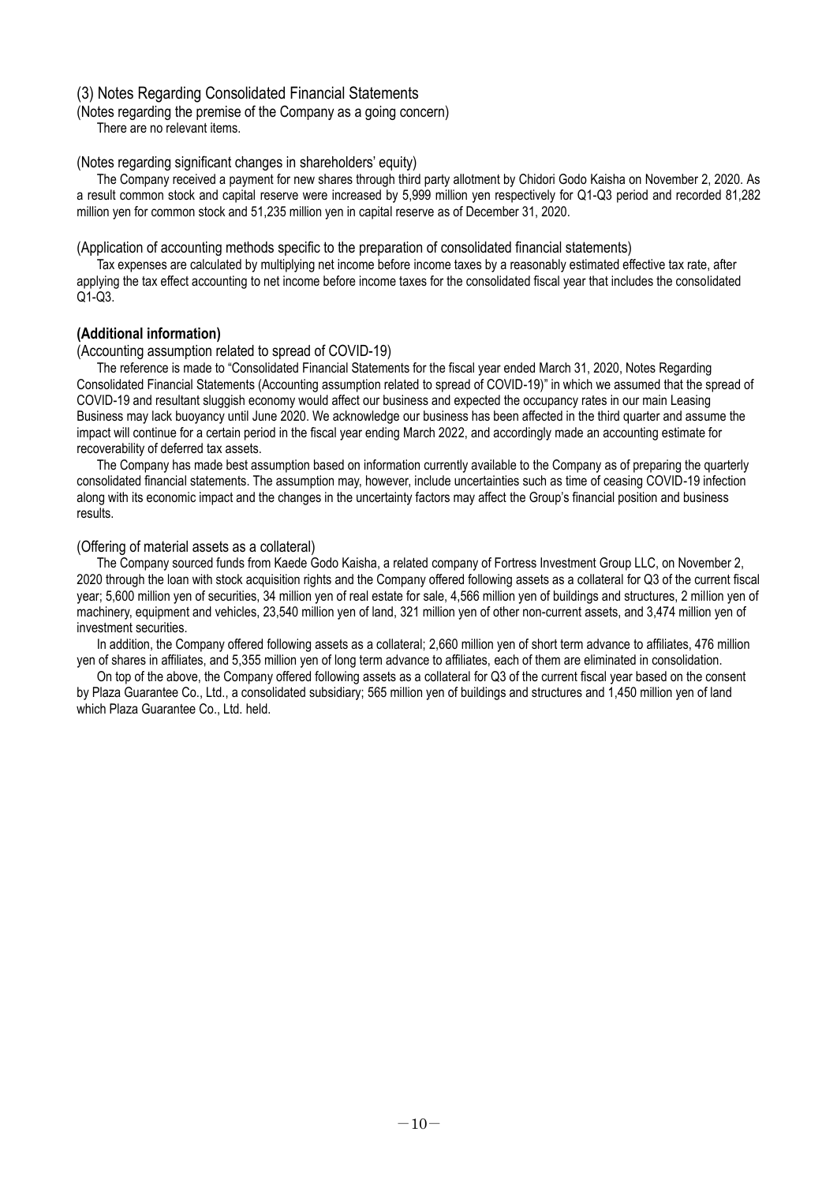## (3) Notes Regarding Consolidated Financial Statements

(Notes regarding the premise of the Company as a going concern)

There are no relevant items.

(Notes regarding significant changes in shareholders' equity)

The Company received a payment for new shares through third party allotment by Chidori Godo Kaisha on November 2, 2020. As a result common stock and capital reserve were increased by 5,999 million yen respectively for Q1-Q3 period and recorded 81,282 million yen for common stock and 51,235 million yen in capital reserve as of December 31, 2020.

(Application of accounting methods specific to the preparation of consolidated financial statements)

Tax expenses are calculated by multiplying net income before income taxes by a reasonably estimated effective tax rate, after applying the tax effect accounting to net income before income taxes for the consolidated fiscal year that includes the consolidated Q1-Q3.

**(Additional information)**

(Accounting assumption related to spread of COVID-19)

The reference is made to "Consolidated Financial Statements for the fiscal year ended March 31, 2020, Notes Regarding Consolidated Financial Statements (Accounting assumption related to spread of COVID-19)" in which we assumed that the spread of COVID-19 and resultant sluggish economy would affect our business and expected the occupancy rates in our main Leasing Business may lack buoyancy until June 2020. We acknowledge our business has been affected in the third quarter and assume the impact will continue for a certain period in the fiscal year ending March 2022, and accordingly made an accounting estimate for recoverability of deferred tax assets.

The Company has made best assumption based on information currently available to the Company as of preparing the quarterly consolidated financial statements. The assumption may, however, include uncertainties such as time of ceasing COVID-19 infection along with its economic impact and the changes in the uncertainty factors may affect the Group's financial position and business results.

(Offering of material assets as a collateral)

The Company sourced funds from Kaede Godo Kaisha, a related company of Fortress Investment Group LLC, on November 2, 2020 through the loan with stock acquisition rights and the Company offered following assets as a collateral for Q3 of the current fiscal year; 5,600 million yen of securities, 34 million yen of real estate for sale, 4,566 million yen of buildings and structures, 2 million yen of machinery, equipment and vehicles, 23,540 million yen of land, 321 million yen of other non-current assets, and 3,474 million yen of investment securities.

In addition, the Company offered following assets as a collateral; 2,660 million yen of short term advance to affiliates, 476 million yen of shares in affiliates, and 5,355 million yen of long term advance to affiliates, each of them are eliminated in consolidation.

On top of the above, the Company offered following assets as a collateral for Q3 of the current fiscal year based on the consent by Plaza Guarantee Co., Ltd., a consolidated subsidiary; 565 million yen of buildings and structures and 1,450 million yen of land which Plaza Guarantee Co., Ltd. held.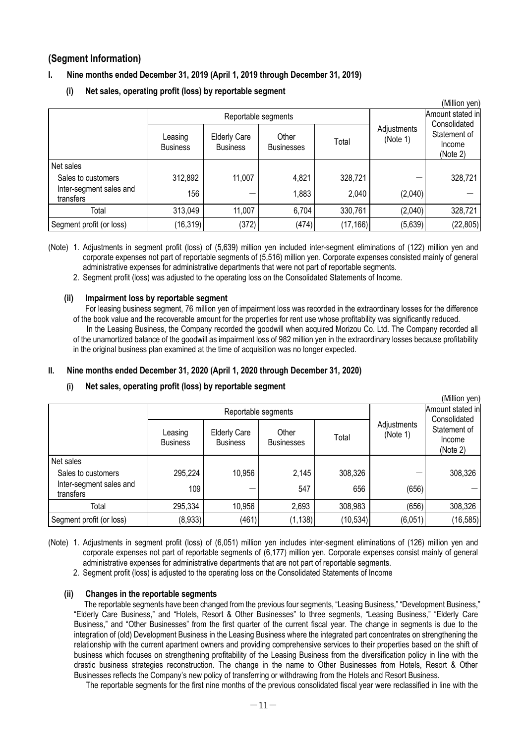## (Segment Information)

### I. Nine months ended December 31, 2019 (April 1, 2019 through December 31, 2019)

#### (i) Net sales, operating profit (loss) by reportable segment

(Million yen)

| | Reportable segments | | | | Adjustments (Note 1) | Amount stated in Consolidated Statement of Income (Note 2) |
|---|---|---|---|---|---|---|
| | Leasing Business | Elderly Care Business | Other Businesses | Total | | |
| Net sales | | | | | | |
| Sales to customers | 312,892 | 11,007 | 4,821 | 328,721 | — | 328,721 |
| Inter-segment sales and transfers | 156 | — | 1,883 | 2,040 | (2,040) | — |
| Total | 313,049 | 11,007 | 6,704 | 330,761 | (2,040) | 328,721 |
| Segment profit (or loss) | (16,319) | (372) | (474) | (17,166) | (5,639) | (22,805) |

(Note) 1. Adjustments in segment profit (loss) of (5,639) million yen included inter-segment eliminations of (122) million yen and corporate expenses not part of reportable segments of (5,516) million yen. Corporate expenses consisted mainly of general administrative expenses for administrative departments that were not part of reportable segments.

2. Segment profit (loss) was adjusted to the operating loss on the Consolidated Statements of Income.

#### (ii) Impairment loss by reportable segment

For leasing business segment, 76 million yen of impairment loss was recorded in the extraordinary losses for the difference of the book value and the recoverable amount for the properties for rent use whose profitability was significantly reduced.

In the Leasing Business, the Company recorded the goodwill when acquired Morizou Co. Ltd. The Company recorded all of the unamortized balance of the goodwill as impairment loss of 982 million yen in the extraordinary losses because profitability in the original business plan examined at the time of acquisition was no longer expected.

### II. Nine months ended December 31, 2020 (April 1, 2020 through December 31, 2020)

#### (i) Net sales, operating profit (loss) by reportable segment

(Million yen)

| | Reportable segments | | | | Adjustments (Note 1) | Amount stated in Consolidated Statement of Income (Note 2) |
|---|---|---|---|---|---|---|
| | Leasing Business | Elderly Care Business | Other Businesses | Total | | |
| Net sales | | | | | | |
| Sales to customers | 295,224 | 10,956 | 2,145 | 308,326 | — | 308,326 |
| Inter-segment sales and transfers | 109 | — | 547 | 656 | (656) | — |
| Total | 295,334 | 10,956 | 2,693 | 308,983 | (656) | 308,326 |
| Segment profit (or loss) | (8,933) | (461) | (1,138) | (10,534) | (6,051) | (16,585) |

(Note) 1. Adjustments in segment profit (loss) of (6,051) million yen includes inter-segment eliminations of (126) million yen and corporate expenses not part of reportable segments of (6,177) million yen. Corporate expenses consist mainly of general administrative expenses for administrative departments that are not part of reportable segments.

2. Segment profit (loss) is adjusted to the operating loss on the Consolidated Statements of Income

#### (ii) Changes in the reportable segments

The reportable segments have been changed from the previous four segments, "Leasing Business," "Development Business," "Elderly Care Business," and "Hotels, Resort & Other Businesses" to three segments, "Leasing Business," "Elderly Care Business," and "Other Businesses" from the first quarter of the current fiscal year. The change in segments is due to the integration of (old) Development Business in the Leasing Business where the integrated part concentrates on strengthening the relationship with the current apartment owners and providing comprehensive services to their properties based on the shift of business which focuses on strengthening profitability of the Leasing Business from the diversification policy in line with the drastic business strategies reconstruction. The change in the name to Other Businesses from Hotels, Resort & Other Businesses reflects the Company's new policy of transferring or withdrawing from the Hotels and Resort Business.

The reportable segments for the first nine months of the previous consolidated fiscal year were reclassified in line with the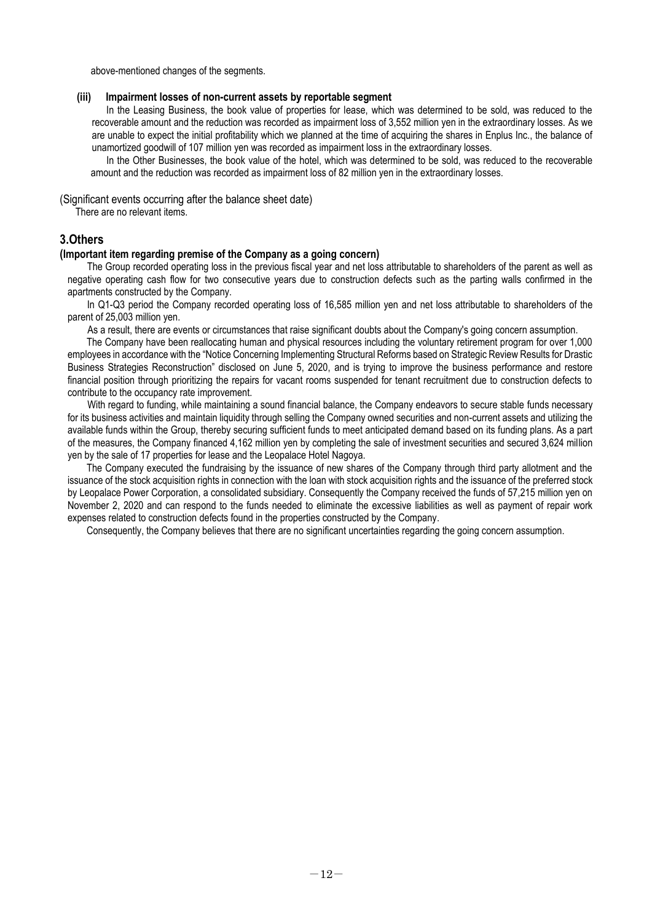above-mentioned changes of the segments.

#### (iii) Impairment losses of non-current assets by reportable segment

In the Leasing Business, the book value of properties for lease, which was determined to be sold, was reduced to the recoverable amount and the reduction was recorded as impairment loss of 3,552 million yen in the extraordinary losses. As we are unable to expect the initial profitability which we planned at the time of acquiring the shares in Enplus Inc., the balance of unamortized goodwill of 107 million yen was recorded as impairment loss in the extraordinary losses.

In the Other Businesses, the book value of the hotel, which was determined to be sold, was reduced to the recoverable amount and the reduction was recorded as impairment loss of 82 million yen in the extraordinary losses.

(Significant events occurring after the balance sheet date)

There are no relevant items.

## 3.Others

**(Important item regarding premise of the Company as a going concern)**

The Group recorded operating loss in the previous fiscal year and net loss attributable to shareholders of the parent as well as negative operating cash flow for two consecutive years due to construction defects such as the parting walls confirmed in the apartments constructed by the Company.

In Q1-Q3 period the Company recorded operating loss of 16,585 million yen and net loss attributable to shareholders of the parent of 25,003 million yen.

As a result, there are events or circumstances that raise significant doubts about the Company's going concern assumption.

The Company have been reallocating human and physical resources including the voluntary retirement program for over 1,000 employees in accordance with the "Notice Concerning Implementing Structural Reforms based on Strategic Review Results for Drastic Business Strategies Reconstruction" disclosed on June 5, 2020, and is trying to improve the business performance and restore financial position through prioritizing the repairs for vacant rooms suspended for tenant recruitment due to construction defects to contribute to the occupancy rate improvement.

With regard to funding, while maintaining a sound financial balance, the Company endeavors to secure stable funds necessary for its business activities and maintain liquidity through selling the Company owned securities and non-current assets and utilizing the available funds within the Group, thereby securing sufficient funds to meet anticipated demand based on its funding plans. As a part of the measures, the Company financed 4,162 million yen by completing the sale of investment securities and secured 3,624 million yen by the sale of 17 properties for lease and the Leopalace Hotel Nagoya.

The Company executed the fundraising by the issuance of new shares of the Company through third party allotment and the issuance of the stock acquisition rights in connection with the loan with stock acquisition rights and the issuance of the preferred stock by Leopalace Power Corporation, a consolidated subsidiary. Consequently the Company received the funds of 57,215 million yen on November 2, 2020 and can respond to the funds needed to eliminate the excessive liabilities as well as payment of repair work expenses related to construction defects found in the properties constructed by the Company.

Consequently, the Company believes that there are no significant uncertainties regarding the going concern assumption.